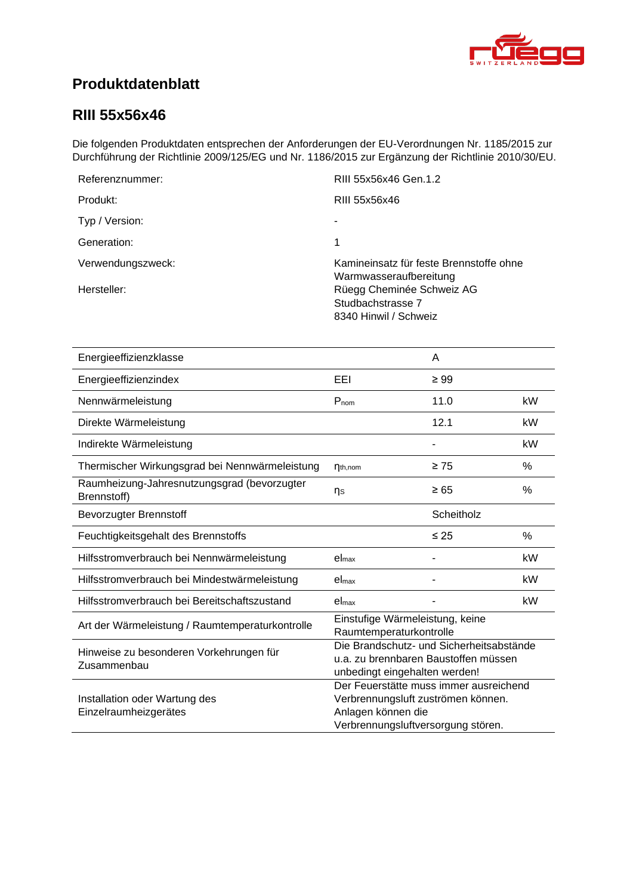## Produktdatenblatt

## RIII 55x56x46

Die folgenden Produktdaten entsprechen der Anforderungen der EU-Verordnungen Nr. 1185/2015 zur Durchführung der Richtlinie 2009/125/EG und Nr. 1186/2015 zur Ergänzung der Richtlinie 2010/30/EU.

| | |
|---|---|
| Referenznummer: | RIII 55x56x46 Gen.1.2 |
| Produkt: | RIII 55x56x46 |
| Typ / Version: | - |
| Generation: | 1 |
| Verwendungszweck: | Kamineinsatz für feste Brennstoffe ohne Warmwasseraufbereitung |
| Hersteller: | Rüegg Cheminée Schweiz AG<br>Studbachstrasse 7<br>8340 Hinwil / Schweiz |

| | | | |
|---|---|---|---|
| Energieeffizienzklasse | | A | |
| Energieeffizienzindex | EEI | ≥ 99 | |
| Nennwärmeleistung | $P_{nom}$ | 11.0 | kW |
| Direkte Wärmeleistung | | 12.1 | kW |
| Indirekte Wärmeleistung | | - | kW |
| Thermischer Wirkungsgrad bei Nennwärmeleistung | $\eta_{th,nom}$ | ≥ 75 | % |
| Raumheizung-Jahresnutzungsgrad (bevorzugter Brennstoff) | $\eta_S$ | ≥ 65 | % |
| Bevorzugter Brennstoff | | Scheitholz | |
| Feuchtigkeitsgehalt des Brennstoffs | | ≤ 25 | % |
| Hilfsstromverbrauch bei Nennwärmeleistung | $el_{max}$ | - | kW |
| Hilfsstromverbrauch bei Mindestwärmeleistung | $el_{max}$ | - | kW |
| Hilfsstromverbrauch bei Bereitschaftszustand | $el_{max}$ | - | kW |
| Art der Wärmeleistung / Raumtemperaturkontrolle | Einstufige Wärmeleistung, keine Raumtemperaturkontrolle | | |
| Hinweise zu besonderen Vorkehrungen für Zusammenbau | Die Brandschutz- und Sicherheitsabstände u.a. zu brennbaren Baustoffen müssen unbedingt eingehalten werden! | | |
| Installation oder Wartung des Einzelraumheizgerätes | Der Feuerstätte muss immer ausreichend Verbrennungsluft zuströmen können. Anlagen können die Verbrennungsluftversorgung stören. | | |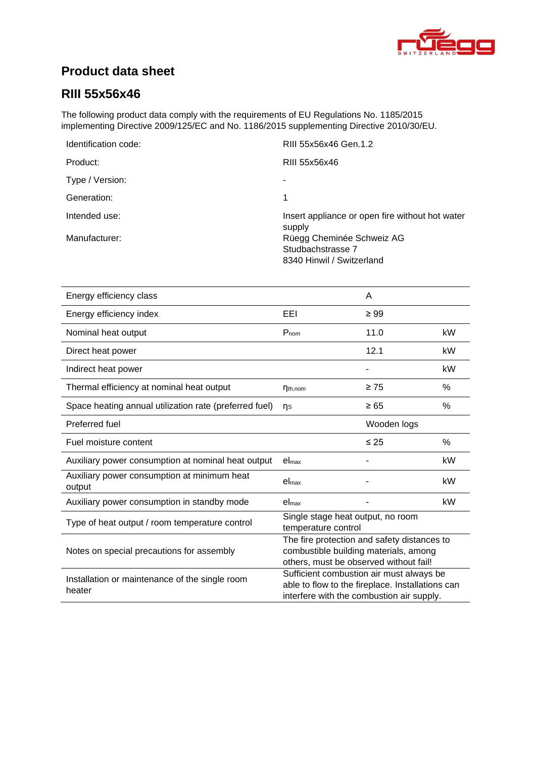# Product data sheet

## RIII 55x56x46

The following product data comply with the requirements of EU Regulations No. 1185/2015 implementing Directive 2009/125/EC and No. 1186/2015 supplementing Directive 2010/30/EU.

| | |
|---|---|
| Identification code: | RIII 55x56x46 Gen.1.2 |
| Product: | RIII 55x56x46 |
| Type / Version: | - |
| Generation: | 1 |
| Intended use: | Insert appliance or open fire without hot water supply |
| Manufacturer: | Rüegg Cheminée Schweiz AG<br>Studbachstrasse 7<br>8340 Hinwil / Switzerland |

| | | | |
|---|---|---|---|
| Energy efficiency class | | A | |
| Energy efficiency index | EEI | ≥ 99 | |
| Nominal heat output | $P_{nom}$ | 11.0 | kW |
| Direct heat power | | 12.1 | kW |
| Indirect heat power | | - | kW |
| Thermal efficiency at nominal heat output | $\eta_{th,nom}$ | ≥ 75 | % |
| Space heating annual utilization rate (preferred fuel) | $\eta_S$ | ≥ 65 | % |
| Preferred fuel | | Wooden logs | |
| Fuel moisture content | | ≤ 25 | % |
| Auxiliary power consumption at nominal heat output | $el_{max}$ | - | kW |
| Auxiliary power consumption at minimum heat output | $el_{max}$ | - | kW |
| Auxiliary power consumption in standby mode | $el_{max}$ | - | kW |
| Type of heat output / room temperature control | Single stage heat output, no room temperature control | | |
| Notes on special precautions for assembly | The fire protection and safety distances to combustible building materials, among others, must be observed without fail! | | |
| Installation or maintenance of the single room heater | Sufficient combustion air must always be able to flow to the fireplace. Installations can interfere with the combustion air supply. | | |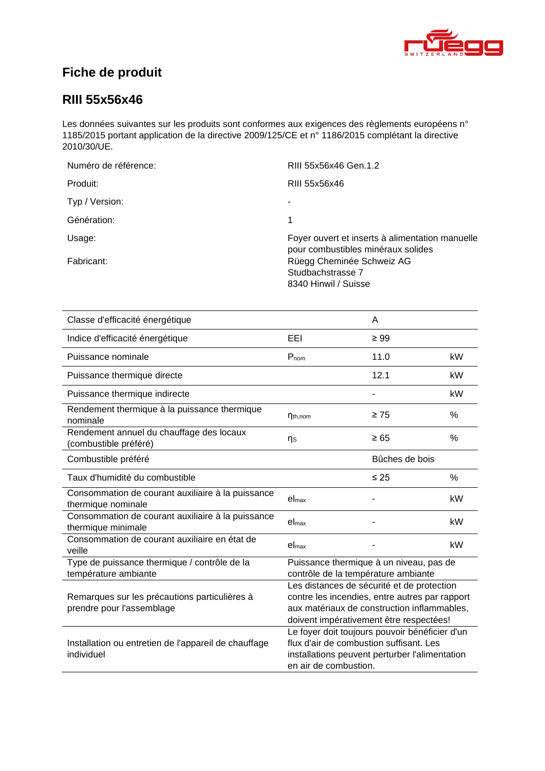# Fiche de produit

## RIII 55x56x46

Les données suivantes sur les produits sont conformes aux exigences des règlements européens n° 1185/2015 portant application de la directive 2009/125/CE et n° 1186/2015 complétant la directive 2010/30/UE.

| | |
|---|---|
| Numéro de référence: | RIII 55x56x46 Gen.1.2 |
| Produit: | RIII 55x56x46 |
| Typ / Version: | - |
| Génération: | 1 |
| Usage: | Foyer ouvert et inserts à alimentation manuelle pour combustibles minéraux solides |
| Fabricant: | Rüegg Cheminée Schweiz AG<br>Studbachstrasse 7<br>8340 Hinwil / Suisse |

| | | | |
|---|---|---|---|
| Classe d'efficacité énergétique | | A | |
| Indice d'efficacité énergétique | EEI | ≥ 99 | |
| Puissance nominale | $P_{nom}$ | 11.0 | kW |
| Puissance thermique directe | | 12.1 | kW |
| Puissance thermique indirecte | | - | kW |
| Rendement thermique à la puissance thermique nominale | $\eta_{th,nom}$ | ≥ 75 | % |
| Rendement annuel du chauffage des locaux (combustible préféré) | $\eta_S$ | ≥ 65 | % |
| Combustible préféré | | Bûches de bois | |
| Taux d'humidité du combustible | | ≤ 25 | % |
| Consommation de courant auxiliaire à la puissance thermique nominale | $el_{max}$ | - | kW |
| Consommation de courant auxiliaire à la puissance thermique minimale | $el_{max}$ | - | kW |
| Consommation de courant auxiliaire en état de veille | $el_{max}$ | - | kW |
| Type de puissance thermique / contrôle de la température ambiante | Puissance thermique à un niveau, pas de contrôle de la température ambiante | | |
| Remarques sur les précautions particulières à prendre pour l'assemblage | Les distances de sécurité et de protection contre les incendies, entre autres par rapport aux matériaux de construction inflammables, doivent impérativement être respectées! | | |
| Installation ou entretien de l'appareil de chauffage individuel | Le foyer doit toujours pouvoir bénéficier d'un flux d'air de combustion suffisant. Les installations peuvent perturber l'alimentation en air de combustion. | | |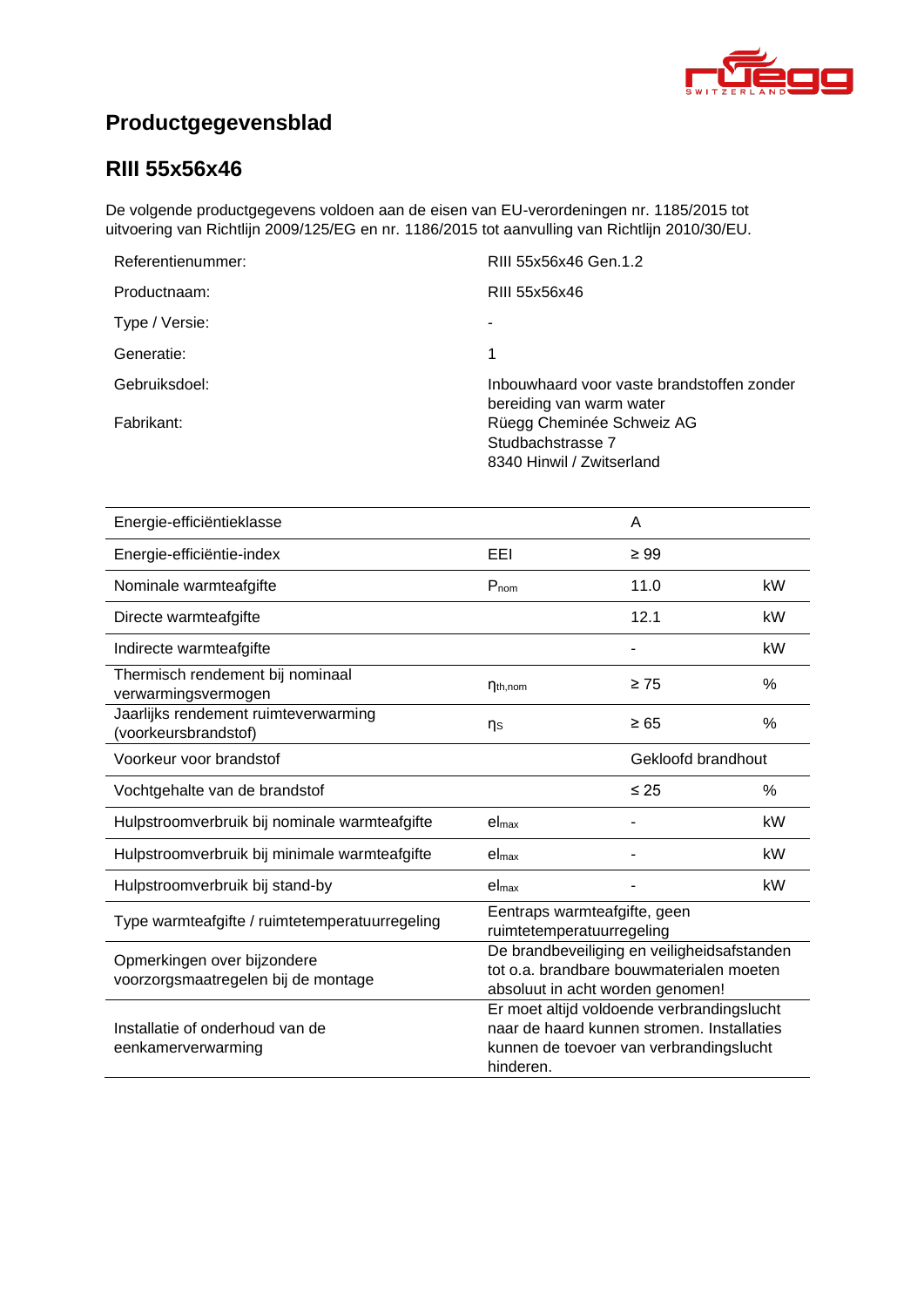# Productgegevensblad

## RIII 55x56x46

De volgende productgegevens voldoen aan de eisen van EU-verordeningen nr. 1185/2015 tot uitvoering van Richtlijn 2009/125/EG en nr. 1186/2015 tot aanvulling van Richtlijn 2010/30/EU.

| | |
|---|---|
| Referentienummer: | RIII 55x56x46 Gen.1.2 |
| Productnaam: | RIII 55x56x46 |
| Type / Versie: | - |
| Generatie: | 1 |
| Gebruiksdoel: | Inbouwhaard voor vaste brandstoffen zonder bereiding van warm water |
| Fabrikant: | Rüegg Cheminée Schweiz AG<br>Studbachstrasse 7<br>8340 Hinwil / Zwitserland |

| | | | |
|---|---|---|---|
| Energie-efficiëntieklasse | | A | |
| Energie-efficiëntie-index | EEI | ≥ 99 | |
| Nominale warmteafgifte | $P_{nom}$ | 11.0 | kW |
| Directe warmteafgifte | | 12.1 | kW |
| Indirecte warmteafgifte | | - | kW |
| Thermisch rendement bij nominaal verwarmingsvermogen | $\eta_{th,nom}$ | ≥ 75 | % |
| Jaarlijks rendement ruimteverwarming (voorkeursbrandstof) | $\eta_S$ | ≥ 65 | % |
| Voorkeur voor brandstof | | Gekloofd brandhout | |
| Vochtgehalte van de brandstof | | ≤ 25 | % |
| Hulpstroomverbruik bij nominale warmteafgifte | $el_{max}$ | - | kW |
| Hulpstroomverbruik bij minimale warmteafgifte | $el_{max}$ | - | kW |
| Hulpstroomverbruik bij stand-by | $el_{max}$ | - | kW |
| Type warmteafgifte / ruimtetemperatuurregeling | Eentraps warmteafgifte, geen ruimtetemperatuurregeling | | |
| Opmerkingen over bijzondere voorzorgsmaatregelen bij de montage | De brandbeveiliging en veiligheidsafstanden tot o.a. brandbare bouwmaterialen moeten absoluut in acht worden genomen! | | |
| Installatie of onderhoud van de eenkamerverwarming | Er moet altijd voldoende verbrandingslucht naar de haard kunnen stromen. Installaties kunnen de toevoer van verbrandingslucht hinderen. | | |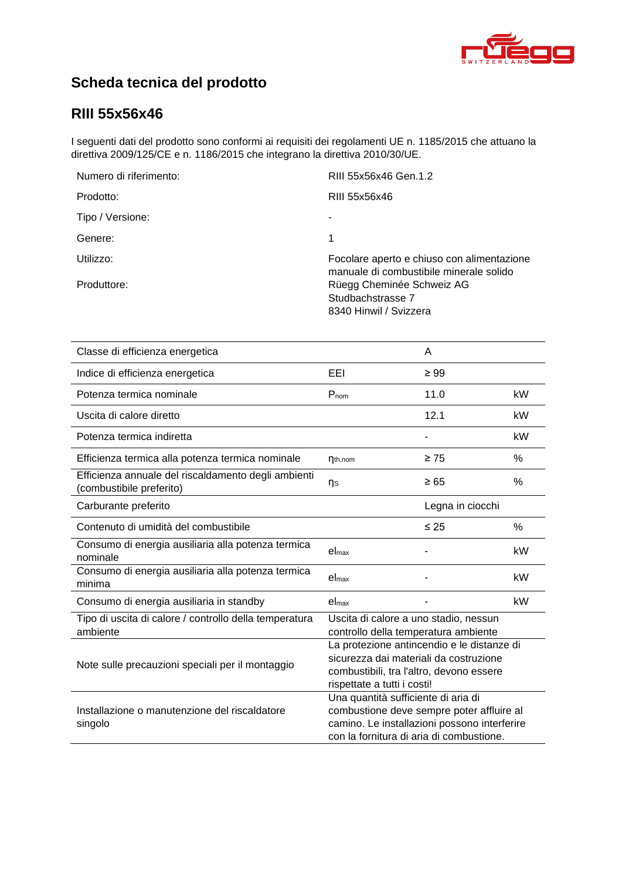# Scheda tecnica del prodotto

## RIII 55x56x46

I seguenti dati del prodotto sono conformi ai requisiti dei regolamenti UE n. 1185/2015 che attuano la direttiva 2009/125/CE e n. 1186/2015 che integrano la direttiva 2010/30/UE.

| | |
|---|---|
| Numero di riferimento: | RIII 55x56x46 Gen.1.2 |
| Prodotto: | RIII 55x56x46 |
| Tipo / Versione: | - |
| Genere: | 1 |
| Utilizzo: | Focolare aperto e chiuso con alimentazione manuale di combustibile minerale solido |
| Produttore: | Rüegg Cheminée Schweiz AG<br>Studbachstrasse 7<br>8340 Hinwil / Svizzera |

| | | | |
|---|---|---|---|
| Classe di efficienza energetica | | A | |
| Indice di efficienza energetica | EEI | ≥ 99 | |
| Potenza termica nominale | $P_{nom}$ | 11.0 | kW |
| Uscita di calore diretto | | 12.1 | kW |
| Potenza termica indiretta | | - | kW |
| Efficienza termica alla potenza termica nominale | $\eta_{th,nom}$ | ≥ 75 | % |
| Efficienza annuale del riscaldamento degli ambienti (combustibile preferito) | $\eta_S$ | ≥ 65 | % |
| Carburante preferito | | Legna in ciocchi | |
| Contenuto di umidità del combustibile | | ≤ 25 | % |
| Consumo di energia ausiliaria alla potenza termica nominale | $el_{max}$ | - | kW |
| Consumo di energia ausiliaria alla potenza termica minima | $el_{max}$ | - | kW |
| Consumo di energia ausiliaria in standby | $el_{max}$ | - | kW |
| Tipo di uscita di calore / controllo della temperatura ambiente | Uscita di calore a uno stadio, nessun controllo della temperatura ambiente | | |
| Note sulle precauzioni speciali per il montaggio | La protezione antincendio e le distanze di sicurezza dai materiali da costruzione combustibili, tra l'altro, devono essere rispettate a tutti i costi! | | |
| Installazione o manutenzione del riscaldatore singolo | Una quantità sufficiente di aria di combustione deve sempre poter affluire al camino. Le installazioni possono interferire con la fornitura di aria di combustione. | | |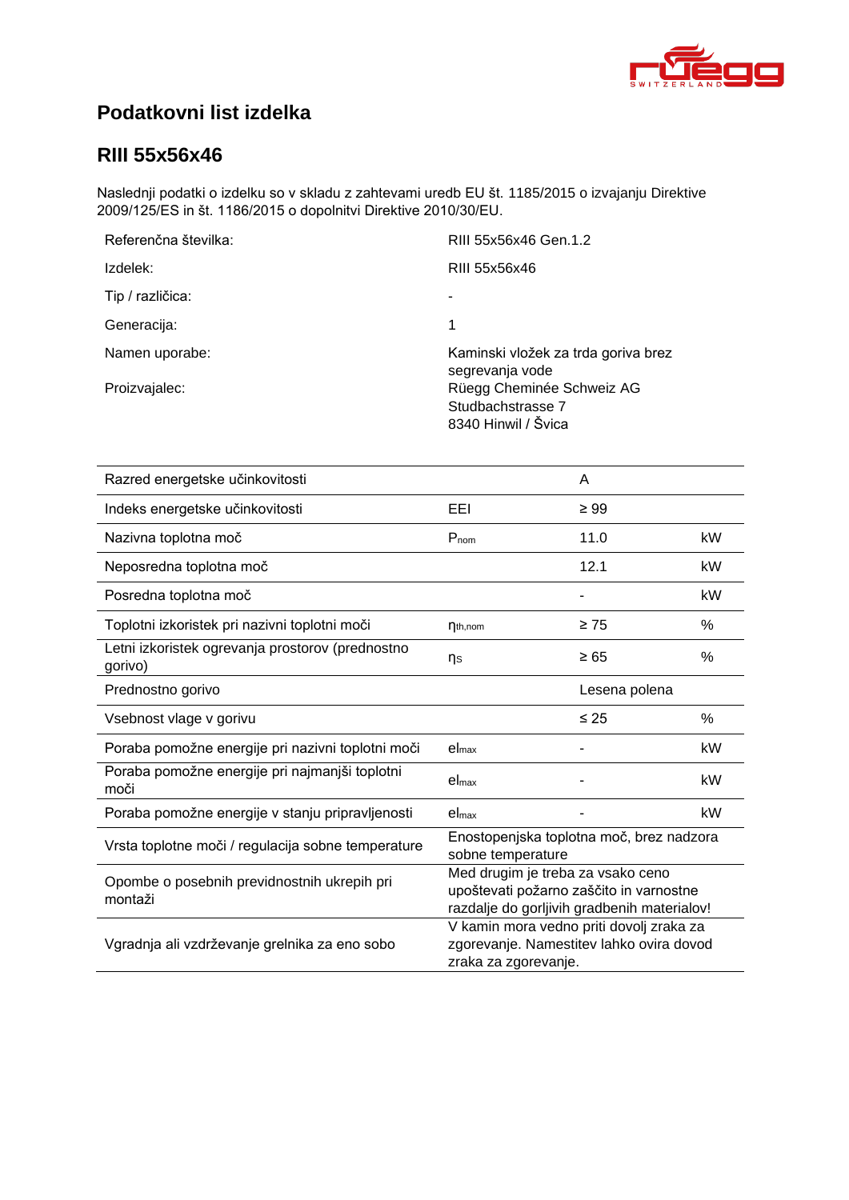# Podatkovni list izdelka

## RIII 55x56x46

Naslednji podatki o izdelku so v skladu z zahtevami uredb EU št. 1185/2015 o izvajanju Direktive 2009/125/ES in št. 1186/2015 o dopolnitvi Direktive 2010/30/EU.

| | |
|---|---|
| Referenčna številka: | RIII 55x56x46 Gen.1.2 |
| Izdelek: | RIII 55x56x46 |
| Tip / različica: | - |
| Generacija: | 1 |
| Namen uporabe: | Kaminski vložek za trda goriva brez segrevanja vode |
| Proizvajalec: | Rüegg Cheminée Schweiz AG<br>Studbachstrasse 7<br>8340 Hinwil / Švica |

| | | | |
|---|---|---|---|
| Razred energetske učinkovitosti | | A | |
| Indeks energetske učinkovitosti | EEI | ≥ 99 | |
| Nazivna toplotna moč | $P_{nom}$ | 11.0 | kW |
| Neposredna toplotna moč | | 12.1 | kW |
| Posredna toplotna moč | | - | kW |
| Toplotni izkoristek pri nazivni toplotni moči | $\eta_{th,nom}$ | ≥ 75 | % |
| Letni izkoristek ogrevanja prostorov (prednostno gorivo) | $\eta_S$ | ≥ 65 | % |
| Prednostno gorivo | | Lesena polena | |
| Vsebnost vlage v gorivu | | ≤ 25 | % |
| Poraba pomožne energije pri nazivni toplotni moči | $el_{max}$ | - | kW |
| Poraba pomožne energije pri najmanjši toplotni moči | $el_{max}$ | - | kW |
| Poraba pomožne energije v stanju pripravljenosti | $el_{max}$ | - | kW |
| Vrsta toplotne moči / regulacija sobne temperature | Enostopenjska toplotna moč, brez nadzora sobne temperature | | |
| Opombe o posebnih previdnostnih ukrepih pri montaži | Med drugim je treba za vsako ceno upoštevati požarno zaščito in varnostne razdalje do gorljivih gradbenih materialov! | | |
| Vgradnja ali vzdrževanje grelnika za eno sobo | V kamin mora vedno priti dovolj zraka za zgorevanje. Namestitev lahko ovira dovod zraka za zgorevanje. | | |